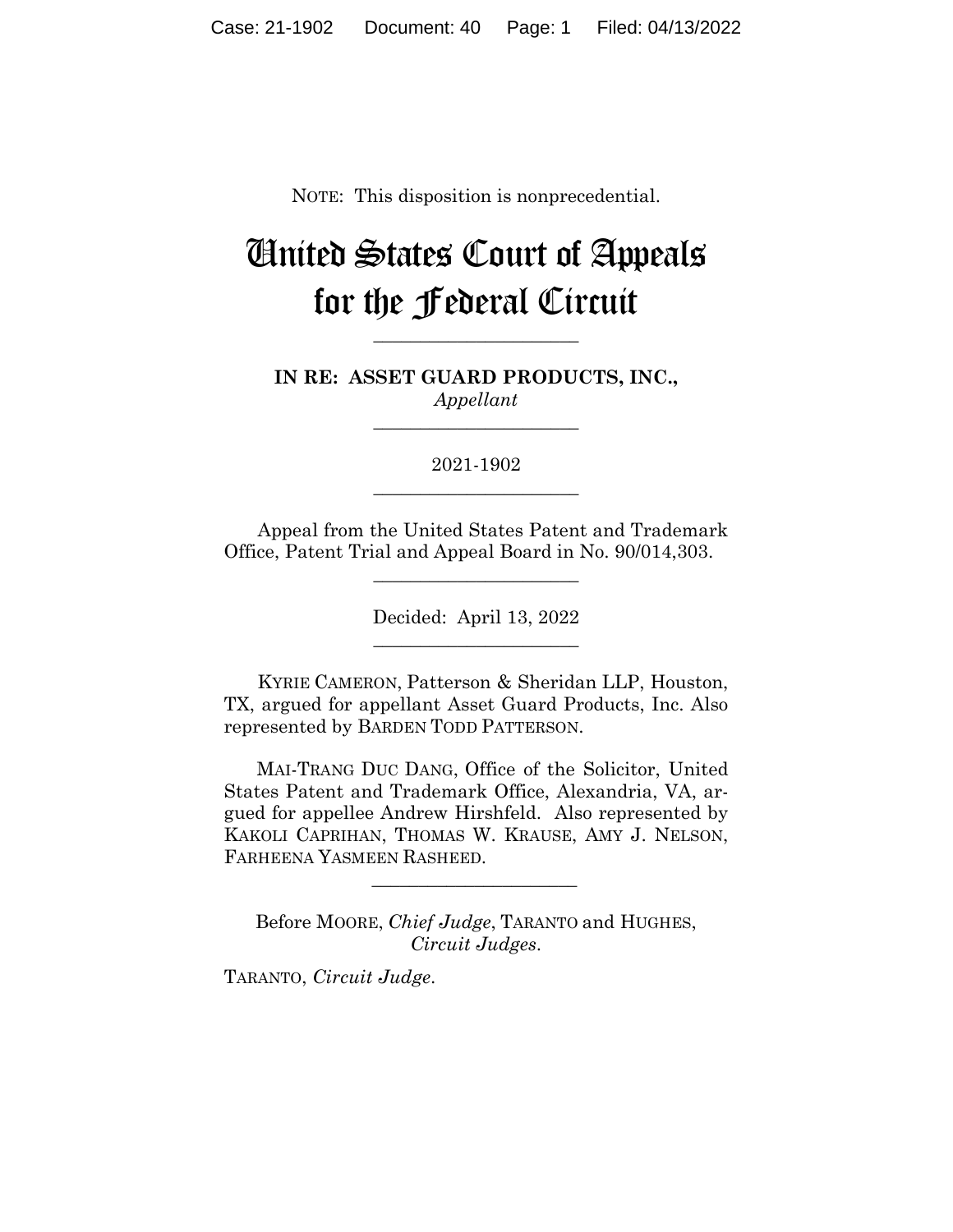NOTE: This disposition is nonprecedential.

# United States Court of Appeals for the Federal Circuit

______________________

**IN RE: ASSET GUARD PRODUCTS, INC.,**
*Appellant*

______________________

2021-1902

______________________

Appeal from the United States Patent and Trademark Office, Patent Trial and Appeal Board in No. 90/014,303.

______________________

Decided: April 13, 2022

______________________

KYRIE CAMERON, Patterson & Sheridan LLP, Houston, TX, argued for appellant Asset Guard Products, Inc. Also represented by BARDEN TODD PATTERSON.

MAI-TRANG DUC DANG, Office of the Solicitor, United States Patent and Trademark Office, Alexandria, VA, argued for appellee Andrew Hirshfeld. Also represented by KAKOLI CAPRIHAN, THOMAS W. KRAUSE, AMY J. NELSON, FARHEENA YASMEEN RASHEED.

______________________

Before MOORE, *Chief Judge*, TARANTO and HUGHES, *Circuit Judges*.

TARANTO, *Circuit Judge*.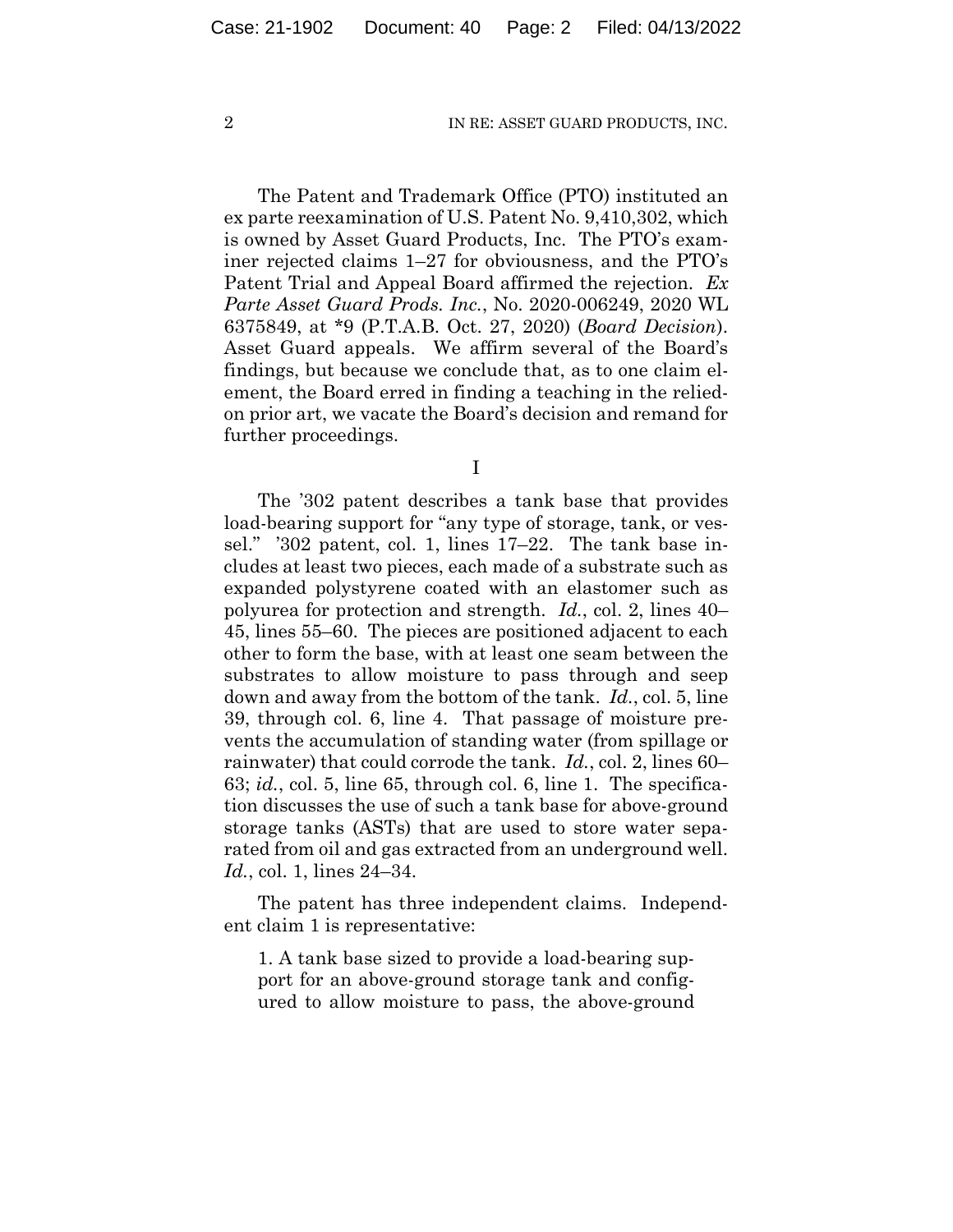The Patent and Trademark Office (PTO) instituted an ex parte reexamination of U.S. Patent No. 9,410,302, which is owned by Asset Guard Products, Inc. The PTO's examiner rejected claims 1–27 for obviousness, and the PTO's Patent Trial and Appeal Board affirmed the rejection. *Ex Parte Asset Guard Prods. Inc.*, No. 2020-006249, 2020 WL 6375849, at *9 (P.T.A.B. Oct. 27, 2020) (*Board Decision*). Asset Guard appeals. We affirm several of the Board's findings, but because we conclude that, as to one claim element, the Board erred in finding a teaching in the relied-on prior art, we vacate the Board's decision and remand for further proceedings.

I

The '302 patent describes a tank base that provides load-bearing support for "any type of storage, tank, or vessel." '302 patent, col. 1, lines 17–22. The tank base includes at least two pieces, each made of a substrate such as expanded polystyrene coated with an elastomer such as polyurea for protection and strength. *Id.*, col. 2, lines 40–45, lines 55–60. The pieces are positioned adjacent to each other to form the base, with at least one seam between the substrates to allow moisture to pass through and seep down and away from the bottom of the tank. *Id.*, col. 5, line 39, through col. 6, line 4. That passage of moisture prevents the accumulation of standing water (from spillage or rainwater) that could corrode the tank. *Id.*, col. 2, lines 60–63; *id.*, col. 5, line 65, through col. 6, line 1. The specification discusses the use of such a tank base for above-ground storage tanks (ASTs) that are used to store water separated from oil and gas extracted from an underground well. *Id.*, col. 1, lines 24–34.

The patent has three independent claims. Independent claim 1 is representative:

> 1. A tank base sized to provide a load-bearing support for an above-ground storage tank and configured to allow moisture to pass, the above-ground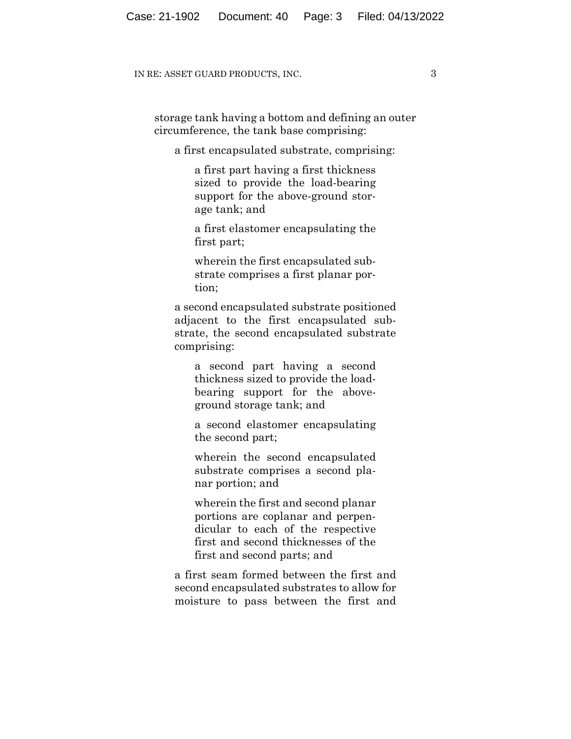storage tank having a bottom and defining an outer circumference, the tank base comprising:

> a first encapsulated substrate, comprising:
>
> > a first part having a first thickness sized to provide the load-bearing support for the above-ground storage tank; and
> >
> > a first elastomer encapsulating the first part;
> >
> > wherein the first encapsulated substrate comprises a first planar portion;
>
> a second encapsulated substrate positioned adjacent to the first encapsulated substrate, the second encapsulated substrate comprising:
>
> > a second part having a second thickness sized to provide the load-bearing support for the above-ground storage tank; and
> >
> > a second elastomer encapsulating the second part;
> >
> > wherein the second encapsulated substrate comprises a second planar portion; and
> >
> > wherein the first and second planar portions are coplanar and perpendicular to each of the respective first and second thicknesses of the first and second parts; and
>
> a first seam formed between the first and second encapsulated substrates to allow for moisture to pass between the first and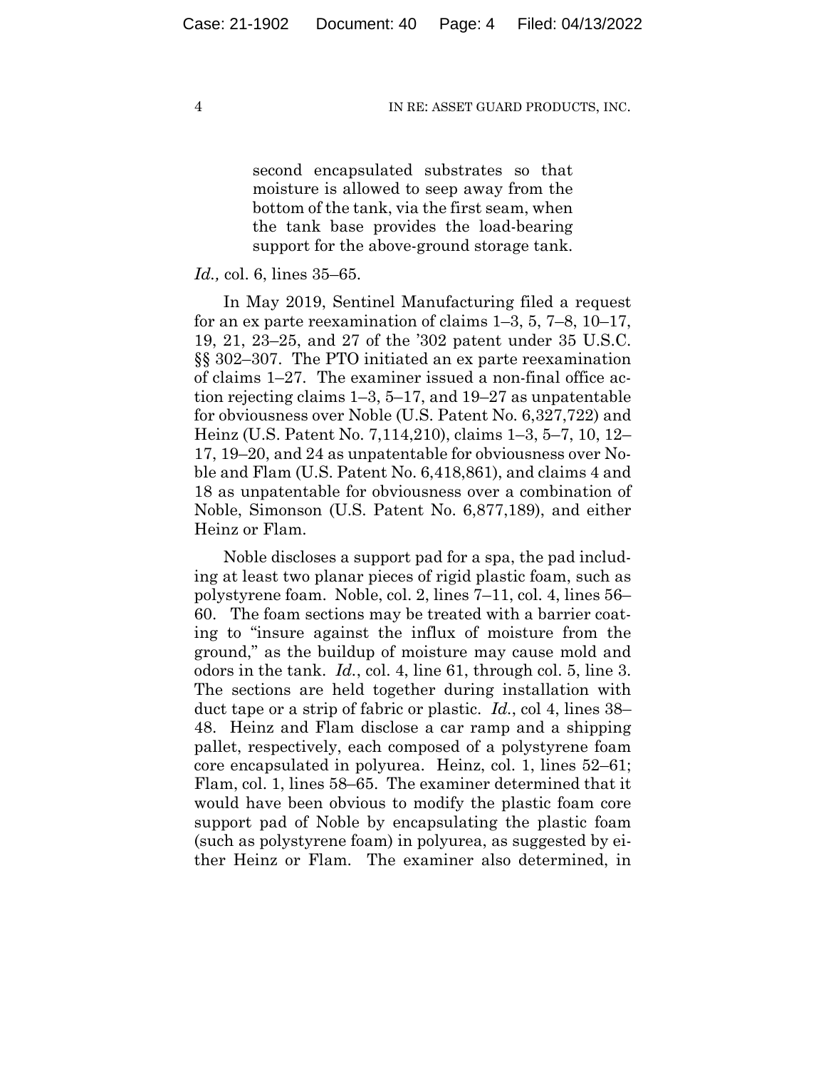> second encapsulated substrates so that moisture is allowed to seep away from the bottom of the tank, via the first seam, when the tank base provides the load-bearing support for the above-ground storage tank.

*Id.,* col. 6, lines 35–65.

In May 2019, Sentinel Manufacturing filed a request for an ex parte reexamination of claims 1–3, 5, 7–8, 10–17, 19, 21, 23–25, and 27 of the '302 patent under 35 U.S.C. §§ 302–307. The PTO initiated an ex parte reexamination of claims 1–27. The examiner issued a non-final office action rejecting claims 1–3, 5–17, and 19–27 as unpatentable for obviousness over Noble (U.S. Patent No. 6,327,722) and Heinz (U.S. Patent No. 7,114,210), claims 1–3, 5–7, 10, 12–17, 19–20, and 24 as unpatentable for obviousness over Noble and Flam (U.S. Patent No. 6,418,861), and claims 4 and 18 as unpatentable for obviousness over a combination of Noble, Simonson (U.S. Patent No. 6,877,189), and either Heinz or Flam.

Noble discloses a support pad for a spa, the pad including at least two planar pieces of rigid plastic foam, such as polystyrene foam. Noble, col. 2, lines 7–11, col. 4, lines 56–60. The foam sections may be treated with a barrier coating to "insure against the influx of moisture from the ground," as the buildup of moisture may cause mold and odors in the tank. *Id.*, col. 4, line 61, through col. 5, line 3. The sections are held together during installation with duct tape or a strip of fabric or plastic. *Id.*, col 4, lines 38–48. Heinz and Flam disclose a car ramp and a shipping pallet, respectively, each composed of a polystyrene foam core encapsulated in polyurea. Heinz, col. 1, lines 52–61; Flam, col. 1, lines 58–65. The examiner determined that it would have been obvious to modify the plastic foam core support pad of Noble by encapsulating the plastic foam (such as polystyrene foam) in polyurea, as suggested by either Heinz or Flam. The examiner also determined, in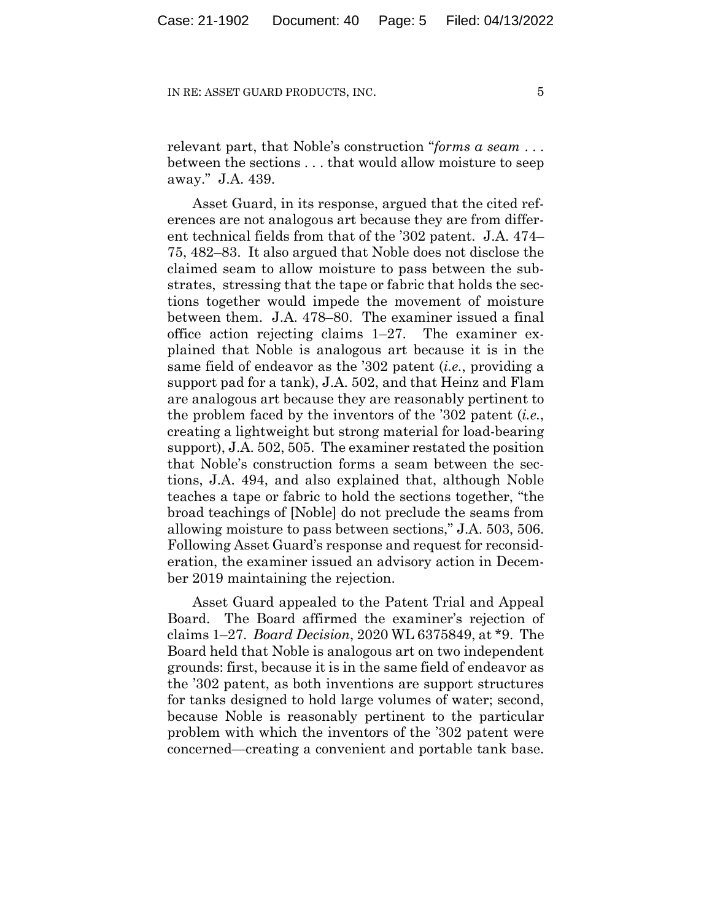relevant part, that Noble's construction "*forms a seam* . . . between the sections . . . that would allow moisture to seep away." J.A. 439.

Asset Guard, in its response, argued that the cited references are not analogous art because they are from different technical fields from that of the '302 patent. J.A. 474–75, 482–83. It also argued that Noble does not disclose the claimed seam to allow moisture to pass between the substrates, stressing that the tape or fabric that holds the sections together would impede the movement of moisture between them. J.A. 478–80. The examiner issued a final office action rejecting claims 1–27. The examiner explained that Noble is analogous art because it is in the same field of endeavor as the '302 patent (*i.e.*, providing a support pad for a tank), J.A. 502, and that Heinz and Flam are analogous art because they are reasonably pertinent to the problem faced by the inventors of the '302 patent (*i.e.*, creating a lightweight but strong material for load-bearing support), J.A. 502, 505. The examiner restated the position that Noble's construction forms a seam between the sections, J.A. 494, and also explained that, although Noble teaches a tape or fabric to hold the sections together, "the broad teachings of [Noble] do not preclude the seams from allowing moisture to pass between sections," J.A. 503, 506. Following Asset Guard's response and request for reconsideration, the examiner issued an advisory action in December 2019 maintaining the rejection.

Asset Guard appealed to the Patent Trial and Appeal Board. The Board affirmed the examiner's rejection of claims 1–27. *Board Decision*, 2020 WL 6375849, at *9. The Board held that Noble is analogous art on two independent grounds: first, because it is in the same field of endeavor as the '302 patent, as both inventions are support structures for tanks designed to hold large volumes of water; second, because Noble is reasonably pertinent to the particular problem with which the inventors of the '302 patent were concerned—creating a convenient and portable tank base.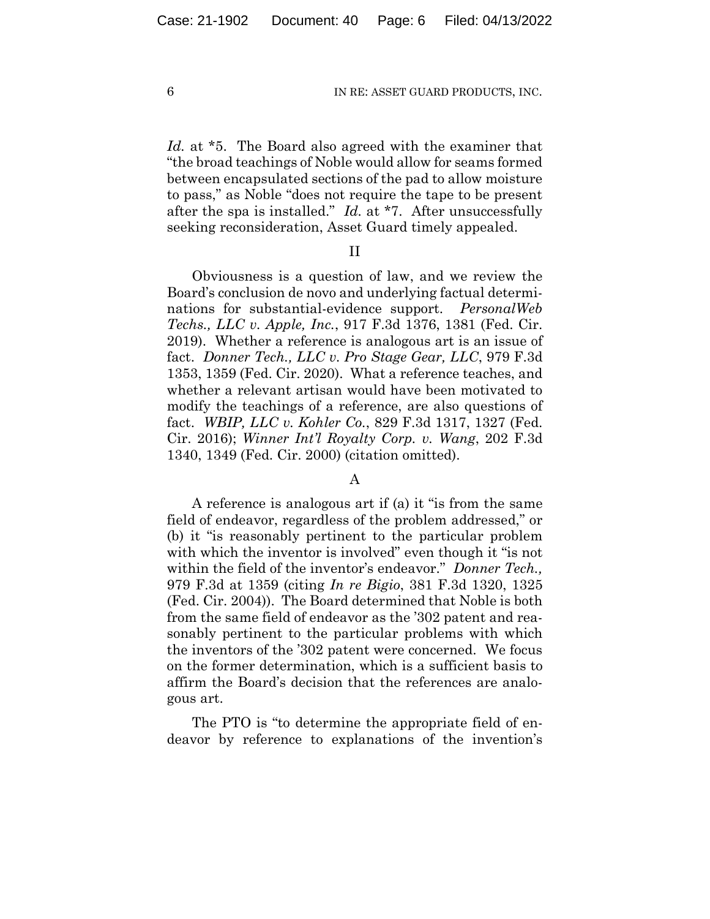*Id.* at *5. The Board also agreed with the examiner that "the broad teachings of Noble would allow for seams formed between encapsulated sections of the pad to allow moisture to pass," as Noble "does not require the tape to be present after the spa is installed." *Id.* at *7. After unsuccessfully seeking reconsideration, Asset Guard timely appealed.

## II

Obviousness is a question of law, and we review the Board's conclusion de novo and underlying factual determinations for substantial-evidence support. *PersonalWeb Techs., LLC v. Apple, Inc.*, 917 F.3d 1376, 1381 (Fed. Cir. 2019). Whether a reference is analogous art is an issue of fact. *Donner Tech., LLC v. Pro Stage Gear, LLC*, 979 F.3d 1353, 1359 (Fed. Cir. 2020). What a reference teaches, and whether a relevant artisan would have been motivated to modify the teachings of a reference, are also questions of fact. *WBIP, LLC v. Kohler Co.*, 829 F.3d 1317, 1327 (Fed. Cir. 2016); *Winner Int'l Royalty Corp. v. Wang*, 202 F.3d 1340, 1349 (Fed. Cir. 2000) (citation omitted).

### A

A reference is analogous art if (a) it "is from the same field of endeavor, regardless of the problem addressed," or (b) it "is reasonably pertinent to the particular problem with which the inventor is involved" even though it "is not within the field of the inventor's endeavor." *Donner Tech.,* 979 F.3d at 1359 (citing *In re Bigio*, 381 F.3d 1320, 1325 (Fed. Cir. 2004)). The Board determined that Noble is both from the same field of endeavor as the '302 patent and reasonably pertinent to the particular problems with which the inventors of the '302 patent were concerned. We focus on the former determination, which is a sufficient basis to affirm the Board's decision that the references are analogous art.

The PTO is "to determine the appropriate field of endeavor by reference to explanations of the invention's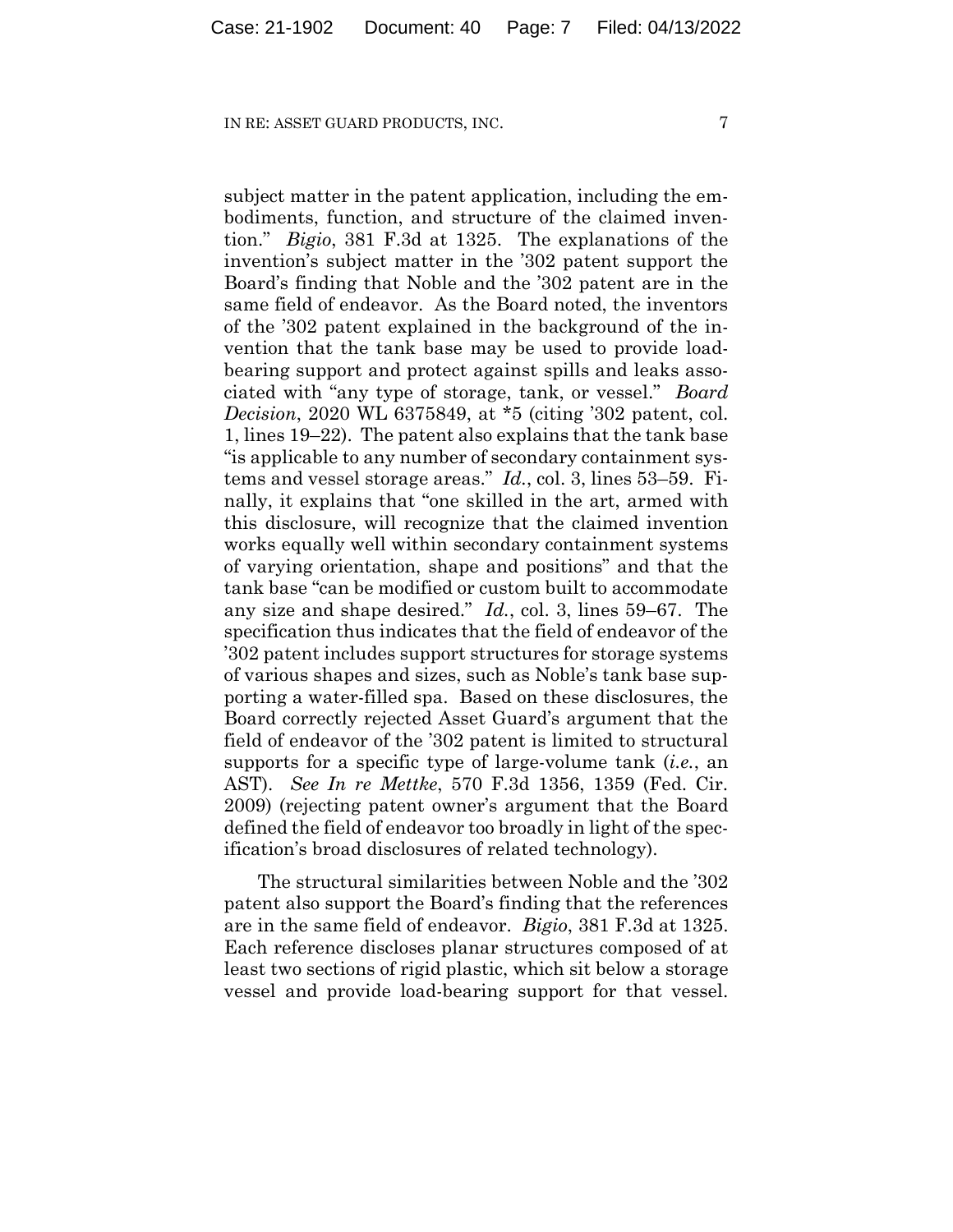subject matter in the patent application, including the embodiments, function, and structure of the claimed invention." *Bigio*, 381 F.3d at 1325. The explanations of the invention's subject matter in the '302 patent support the Board's finding that Noble and the '302 patent are in the same field of endeavor. As the Board noted, the inventors of the '302 patent explained in the background of the invention that the tank base may be used to provide load-bearing support and protect against spills and leaks associated with "any type of storage, tank, or vessel." *Board Decision*, 2020 WL 6375849, at *5 (citing '302 patent, col. 1, lines 19–22). The patent also explains that the tank base "is applicable to any number of secondary containment systems and vessel storage areas." *Id.*, col. 3, lines 53–59. Finally, it explains that "one skilled in the art, armed with this disclosure, will recognize that the claimed invention works equally well within secondary containment systems of varying orientation, shape and positions" and that the tank base "can be modified or custom built to accommodate any size and shape desired." *Id.*, col. 3, lines 59–67. The specification thus indicates that the field of endeavor of the '302 patent includes support structures for storage systems of various shapes and sizes, such as Noble's tank base supporting a water-filled spa. Based on these disclosures, the Board correctly rejected Asset Guard's argument that the field of endeavor of the '302 patent is limited to structural supports for a specific type of large-volume tank (*i.e.*, an AST). *See In re Mettke*, 570 F.3d 1356, 1359 (Fed. Cir. 2009) (rejecting patent owner's argument that the Board defined the field of endeavor too broadly in light of the specification's broad disclosures of related technology).

The structural similarities between Noble and the '302 patent also support the Board's finding that the references are in the same field of endeavor. *Bigio*, 381 F.3d at 1325. Each reference discloses planar structures composed of at least two sections of rigid plastic, which sit below a storage vessel and provide load-bearing support for that vessel.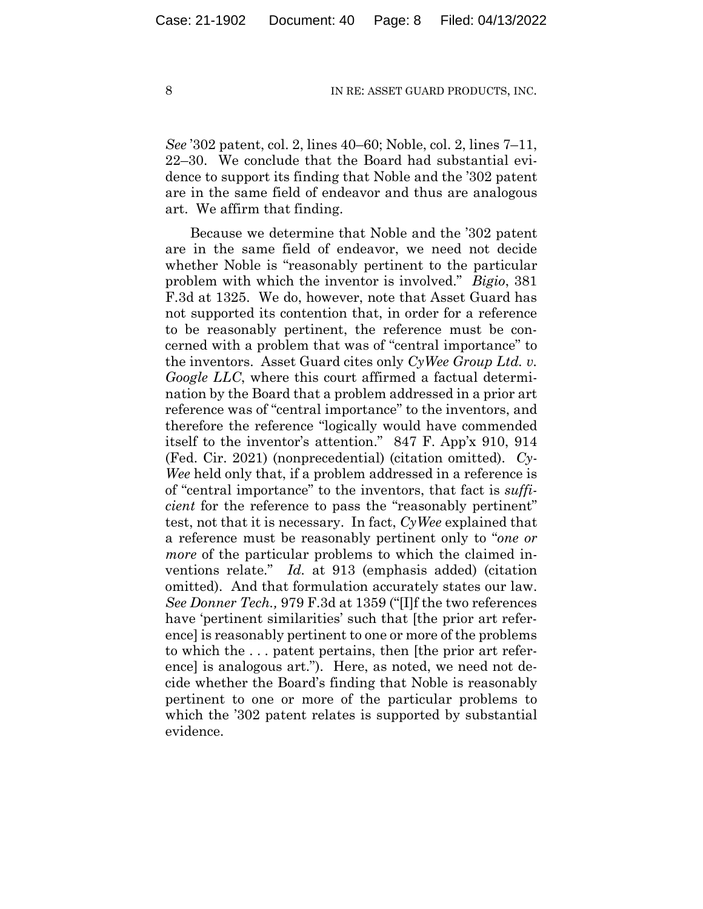*See* '302 patent, col. 2, lines 40–60; Noble, col. 2, lines 7–11, 22–30. We conclude that the Board had substantial evidence to support its finding that Noble and the '302 patent are in the same field of endeavor and thus are analogous art. We affirm that finding.

Because we determine that Noble and the '302 patent are in the same field of endeavor, we need not decide whether Noble is "reasonably pertinent to the particular problem with which the inventor is involved." *Bigio*, 381 F.3d at 1325. We do, however, note that Asset Guard has not supported its contention that, in order for a reference to be reasonably pertinent, the reference must be concerned with a problem that was of "central importance" to the inventors. Asset Guard cites only *CyWee Group Ltd. v. Google LLC*, where this court affirmed a factual determination by the Board that a problem addressed in a prior art reference was of "central importance" to the inventors, and therefore the reference "logically would have commended itself to the inventor's attention." 847 F. App'x 910, 914 (Fed. Cir. 2021) (nonprecedential) (citation omitted). *CyWee* held only that, if a problem addressed in a reference is of "central importance" to the inventors, that fact is *sufficient* for the reference to pass the "reasonably pertinent" test, not that it is necessary. In fact, *CyWee* explained that a reference must be reasonably pertinent only to "*one or more* of the particular problems to which the claimed inventions relate." *Id.* at 913 (emphasis added) (citation omitted). And that formulation accurately states our law. *See Donner Tech.,* 979 F.3d at 1359 ("[I]f the two references have 'pertinent similarities' such that [the prior art reference] is reasonably pertinent to one or more of the problems to which the . . . patent pertains, then [the prior art reference] is analogous art."). Here, as noted, we need not decide whether the Board's finding that Noble is reasonably pertinent to one or more of the particular problems to which the '302 patent relates is supported by substantial evidence.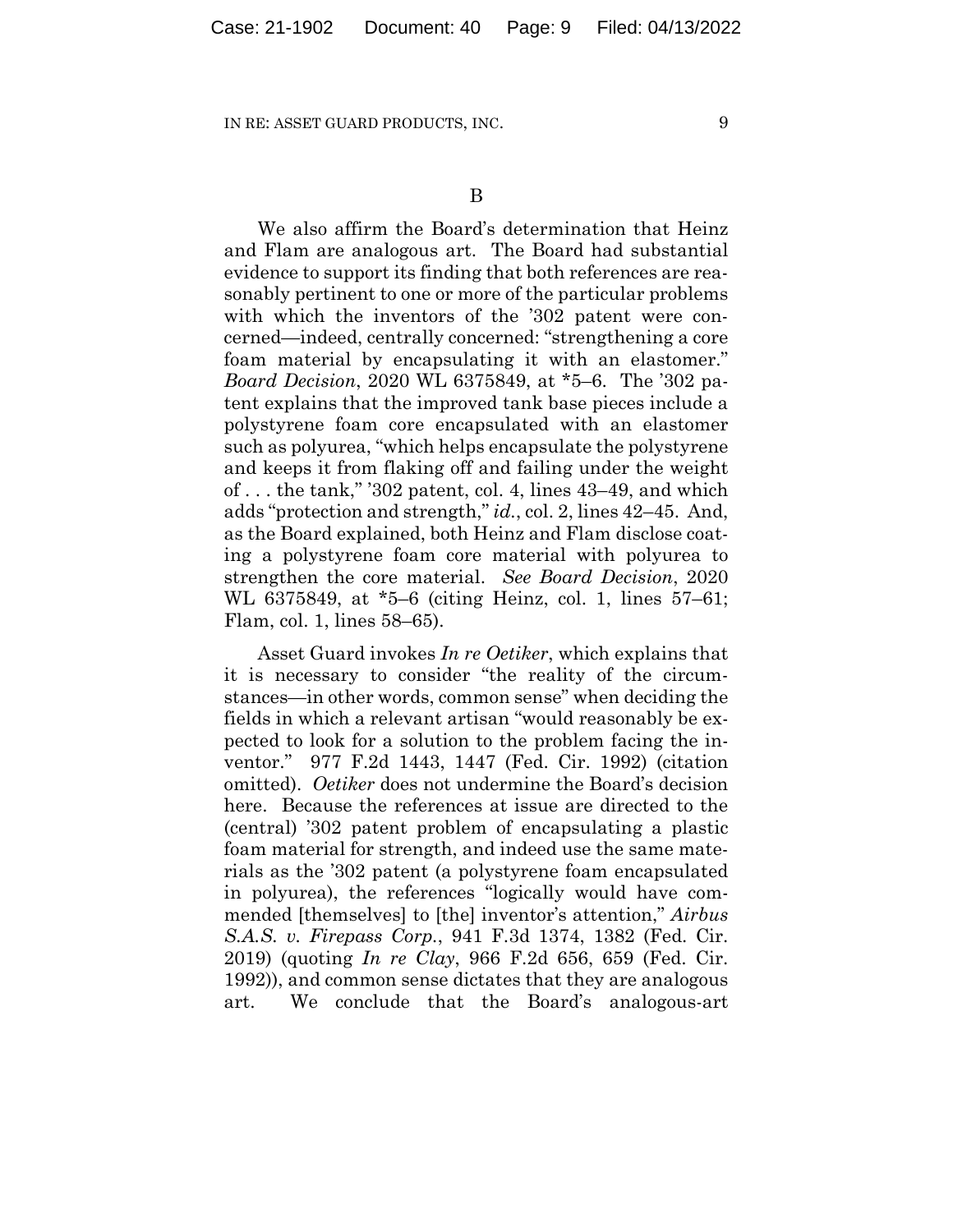B

We also affirm the Board's determination that Heinz and Flam are analogous art. The Board had substantial evidence to support its finding that both references are reasonably pertinent to one or more of the particular problems with which the inventors of the '302 patent were concerned—indeed, centrally concerned: "strengthening a core foam material by encapsulating it with an elastomer." *Board Decision*, 2020 WL 6375849, at *5–6. The '302 patent explains that the improved tank base pieces include a polystyrene foam core encapsulated with an elastomer such as polyurea, "which helps encapsulate the polystyrene and keeps it from flaking off and failing under the weight of . . . the tank," '302 patent, col. 4, lines 43–49, and which adds "protection and strength," *id.*, col. 2, lines 42–45. And, as the Board explained, both Heinz and Flam disclose coating a polystyrene foam core material with polyurea to strengthen the core material. *See Board Decision*, 2020 WL 6375849, at *5–6 (citing Heinz, col. 1, lines 57–61; Flam, col. 1, lines 58–65).

Asset Guard invokes *In re Oetiker*, which explains that it is necessary to consider "the reality of the circumstances—in other words, common sense" when deciding the fields in which a relevant artisan "would reasonably be expected to look for a solution to the problem facing the inventor." 977 F.2d 1443, 1447 (Fed. Cir. 1992) (citation omitted). *Oetiker* does not undermine the Board's decision here. Because the references at issue are directed to the (central) '302 patent problem of encapsulating a plastic foam material for strength, and indeed use the same materials as the '302 patent (a polystyrene foam encapsulated in polyurea), the references "logically would have commended [themselves] to [the] inventor's attention," *Airbus S.A.S. v. Firepass Corp.*, 941 F.3d 1374, 1382 (Fed. Cir. 2019) (quoting *In re Clay*, 966 F.2d 656, 659 (Fed. Cir. 1992)), and common sense dictates that they are analogous art. We conclude that the Board's analogous-art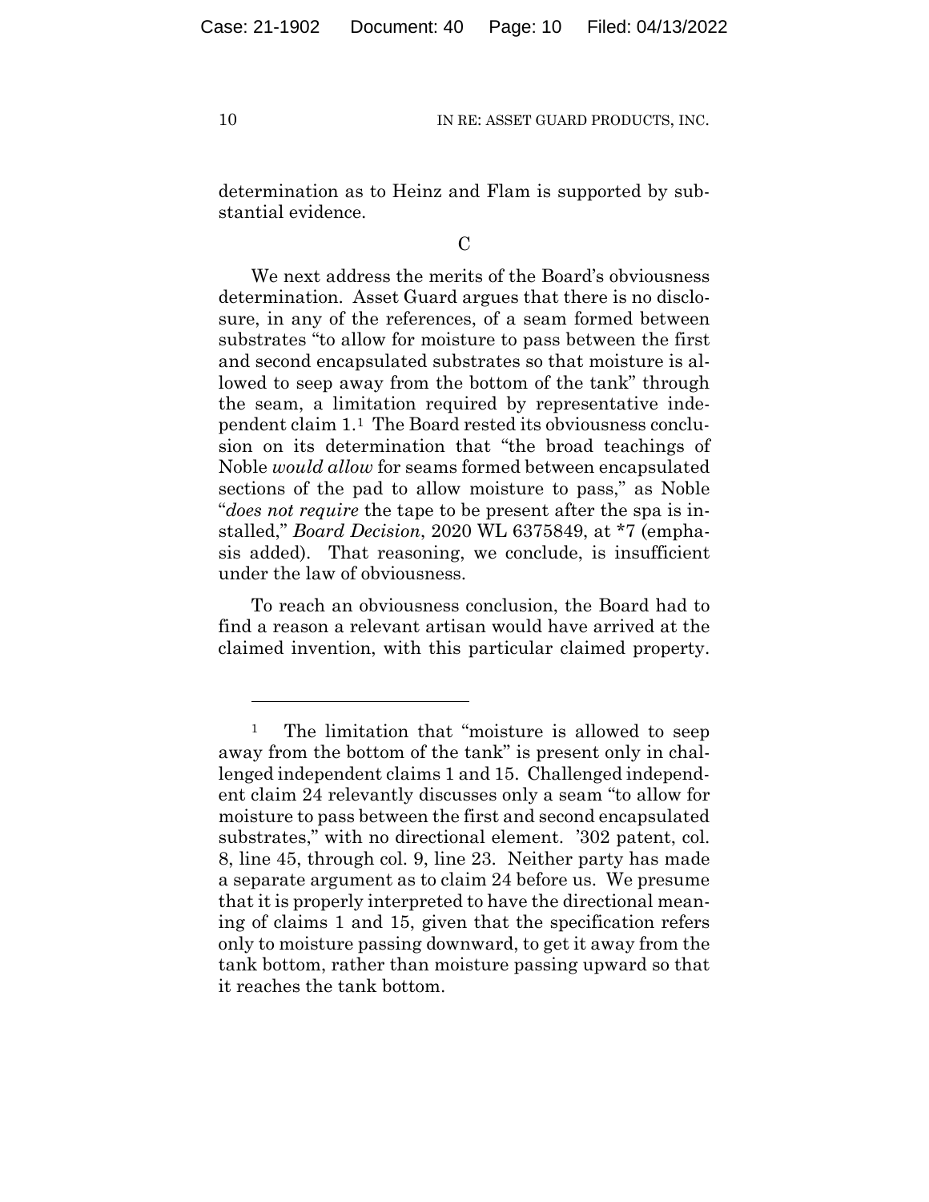determination as to Heinz and Flam is supported by substantial evidence.

C

We next address the merits of the Board's obviousness determination. Asset Guard argues that there is no disclosure, in any of the references, of a seam formed between substrates "to allow for moisture to pass between the first and second encapsulated substrates so that moisture is allowed to seep away from the bottom of the tank" through the seam, a limitation required by representative independent claim 1.[1] The Board rested its obviousness conclusion on its determination that "the broad teachings of Noble *would allow* for seams formed between encapsulated sections of the pad to allow moisture to pass," as Noble "*does not require* the tape to be present after the spa is installed," *Board Decision*, 2020 WL 6375849, at *7 (emphasis added). That reasoning, we conclude, is insufficient under the law of obviousness.

To reach an obviousness conclusion, the Board had to find a reason a relevant artisan would have arrived at the claimed invention, with this particular claimed property.

---

[1] The limitation that "moisture is allowed to seep away from the bottom of the tank" is present only in challenged independent claims 1 and 15. Challenged independent claim 24 relevantly discusses only a seam "to allow for moisture to pass between the first and second encapsulated substrates," with no directional element. '302 patent, col. 8, line 45, through col. 9, line 23. Neither party has made a separate argument as to claim 24 before us. We presume that it is properly interpreted to have the directional meaning of claims 1 and 15, given that the specification refers only to moisture passing downward, to get it away from the tank bottom, rather than moisture passing upward so that it reaches the tank bottom.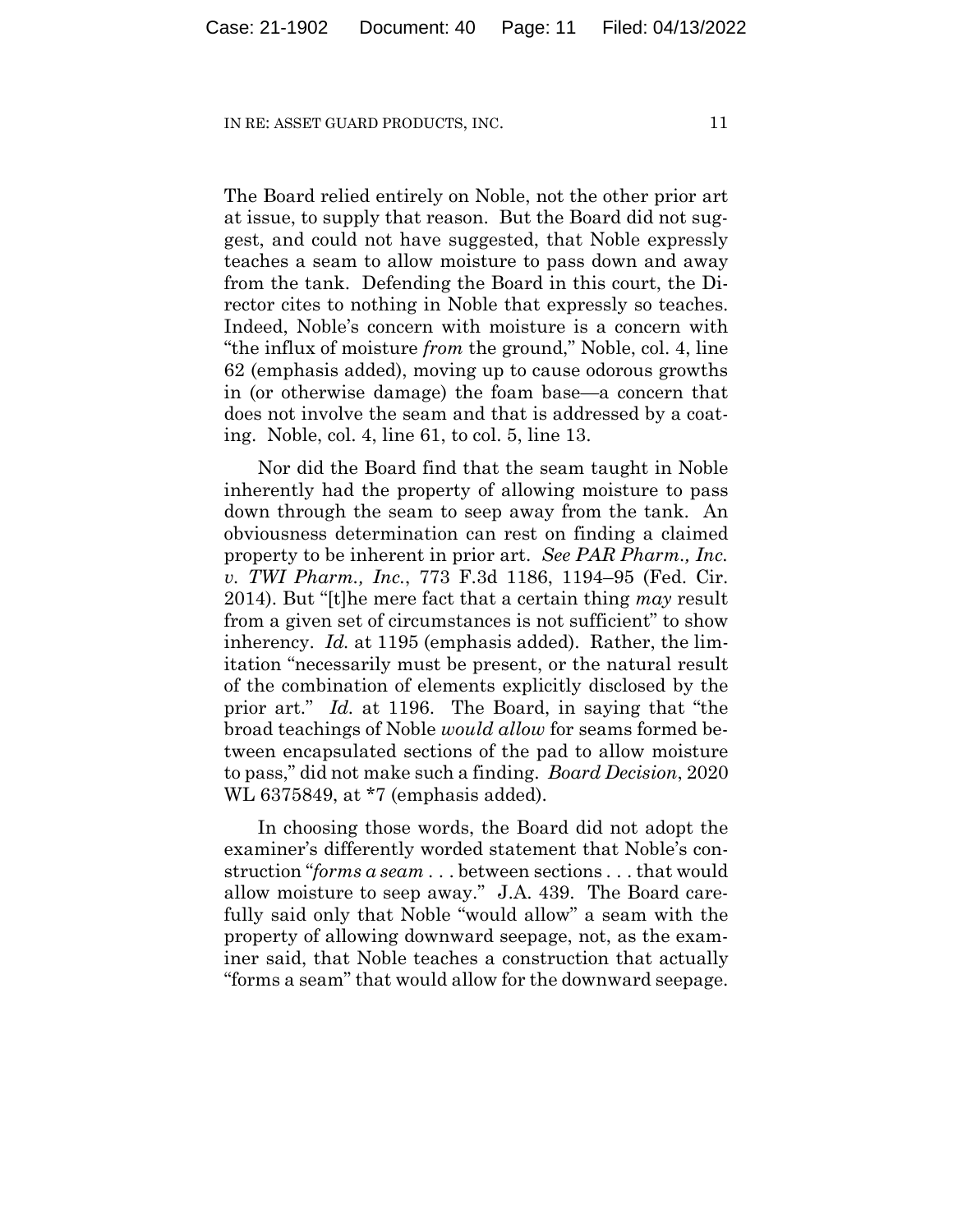The Board relied entirely on Noble, not the other prior art at issue, to supply that reason. But the Board did not suggest, and could not have suggested, that Noble expressly teaches a seam to allow moisture to pass down and away from the tank. Defending the Board in this court, the Director cites to nothing in Noble that expressly so teaches. Indeed, Noble's concern with moisture is a concern with "the influx of moisture *from* the ground," Noble, col. 4, line 62 (emphasis added), moving up to cause odorous growths in (or otherwise damage) the foam base—a concern that does not involve the seam and that is addressed by a coating. Noble, col. 4, line 61, to col. 5, line 13.

Nor did the Board find that the seam taught in Noble inherently had the property of allowing moisture to pass down through the seam to seep away from the tank. An obviousness determination can rest on finding a claimed property to be inherent in prior art. *See PAR Pharm., Inc. v. TWI Pharm., Inc.*, 773 F.3d 1186, 1194–95 (Fed. Cir. 2014). But "[t]he mere fact that a certain thing *may* result from a given set of circumstances is not sufficient" to show inherency. *Id.* at 1195 (emphasis added). Rather, the limitation "necessarily must be present, or the natural result of the combination of elements explicitly disclosed by the prior art." *Id.* at 1196. The Board, in saying that "the broad teachings of Noble *would allow* for seams formed between encapsulated sections of the pad to allow moisture to pass," did not make such a finding. *Board Decision*, 2020 WL 6375849, at *7 (emphasis added).

In choosing those words, the Board did not adopt the examiner's differently worded statement that Noble's construction "*forms a seam* . . . between sections . . . that would allow moisture to seep away." J.A. 439. The Board carefully said only that Noble "would allow" a seam with the property of allowing downward seepage, not, as the examiner said, that Noble teaches a construction that actually "forms a seam" that would allow for the downward seepage.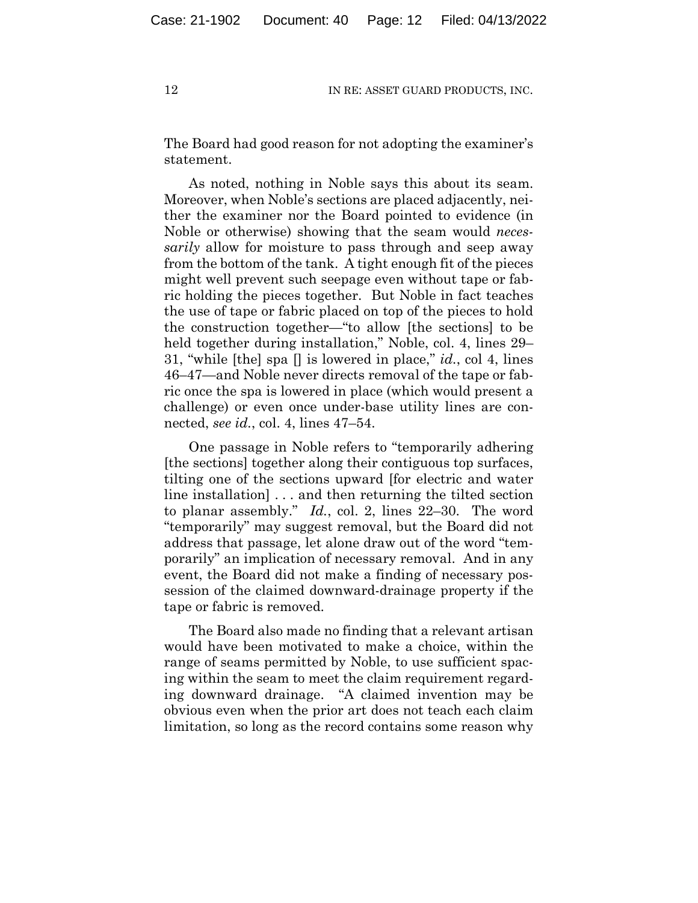The Board had good reason for not adopting the examiner's statement.

As noted, nothing in Noble says this about its seam. Moreover, when Noble's sections are placed adjacently, neither the examiner nor the Board pointed to evidence (in Noble or otherwise) showing that the seam would *necessarily* allow for moisture to pass through and seep away from the bottom of the tank. A tight enough fit of the pieces might well prevent such seepage even without tape or fabric holding the pieces together. But Noble in fact teaches the use of tape or fabric placed on top of the pieces to hold the construction together—"to allow [the sections] to be held together during installation," Noble, col. 4, lines 29–31, "while [the] spa [] is lowered in place," *id.*, col 4, lines 46–47—and Noble never directs removal of the tape or fabric once the spa is lowered in place (which would present a challenge) or even once under-base utility lines are connected, *see id.*, col. 4, lines 47–54.

One passage in Noble refers to "temporarily adhering [the sections] together along their contiguous top surfaces, tilting one of the sections upward [for electric and water line installation] . . . and then returning the tilted section to planar assembly." *Id.*, col. 2, lines 22–30. The word "temporarily" may suggest removal, but the Board did not address that passage, let alone draw out of the word "temporarily" an implication of necessary removal. And in any event, the Board did not make a finding of necessary possession of the claimed downward-drainage property if the tape or fabric is removed.

The Board also made no finding that a relevant artisan would have been motivated to make a choice, within the range of seams permitted by Noble, to use sufficient spacing within the seam to meet the claim requirement regarding downward drainage. "A claimed invention may be obvious even when the prior art does not teach each claim limitation, so long as the record contains some reason why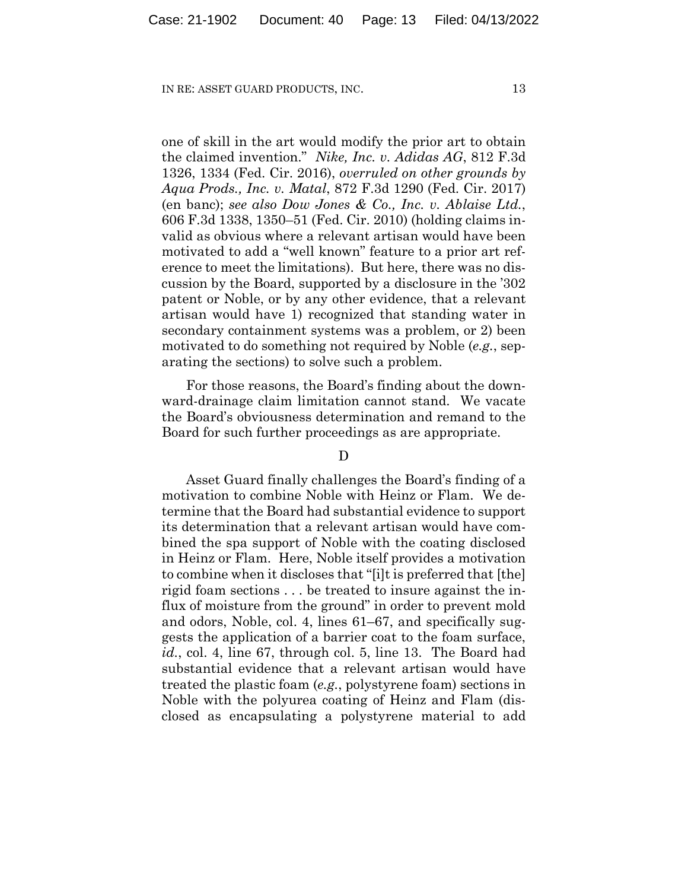one of skill in the art would modify the prior art to obtain the claimed invention." *Nike, Inc. v. Adidas AG*, 812 F.3d 1326, 1334 (Fed. Cir. 2016), *overruled on other grounds by Aqua Prods., Inc. v. Matal*, 872 F.3d 1290 (Fed. Cir. 2017) (en banc); *see also Dow Jones & Co., Inc. v. Ablaise Ltd.*, 606 F.3d 1338, 1350–51 (Fed. Cir. 2010) (holding claims invalid as obvious where a relevant artisan would have been motivated to add a "well known" feature to a prior art reference to meet the limitations). But here, there was no discussion by the Board, supported by a disclosure in the '302 patent or Noble, or by any other evidence, that a relevant artisan would have 1) recognized that standing water in secondary containment systems was a problem, or 2) been motivated to do something not required by Noble (*e.g.*, separating the sections) to solve such a problem.

For those reasons, the Board's finding about the downward-drainage claim limitation cannot stand. We vacate the Board's obviousness determination and remand to the Board for such further proceedings as are appropriate.

D

Asset Guard finally challenges the Board's finding of a motivation to combine Noble with Heinz or Flam. We determine that the Board had substantial evidence to support its determination that a relevant artisan would have combined the spa support of Noble with the coating disclosed in Heinz or Flam. Here, Noble itself provides a motivation to combine when it discloses that "[i]t is preferred that [the] rigid foam sections . . . be treated to insure against the influx of moisture from the ground" in order to prevent mold and odors, Noble, col. 4, lines 61–67, and specifically suggests the application of a barrier coat to the foam surface, *id.*, col. 4, line 67, through col. 5, line 13. The Board had substantial evidence that a relevant artisan would have treated the plastic foam (*e.g.*, polystyrene foam) sections in Noble with the polyurea coating of Heinz and Flam (disclosed as encapsulating a polystyrene material to add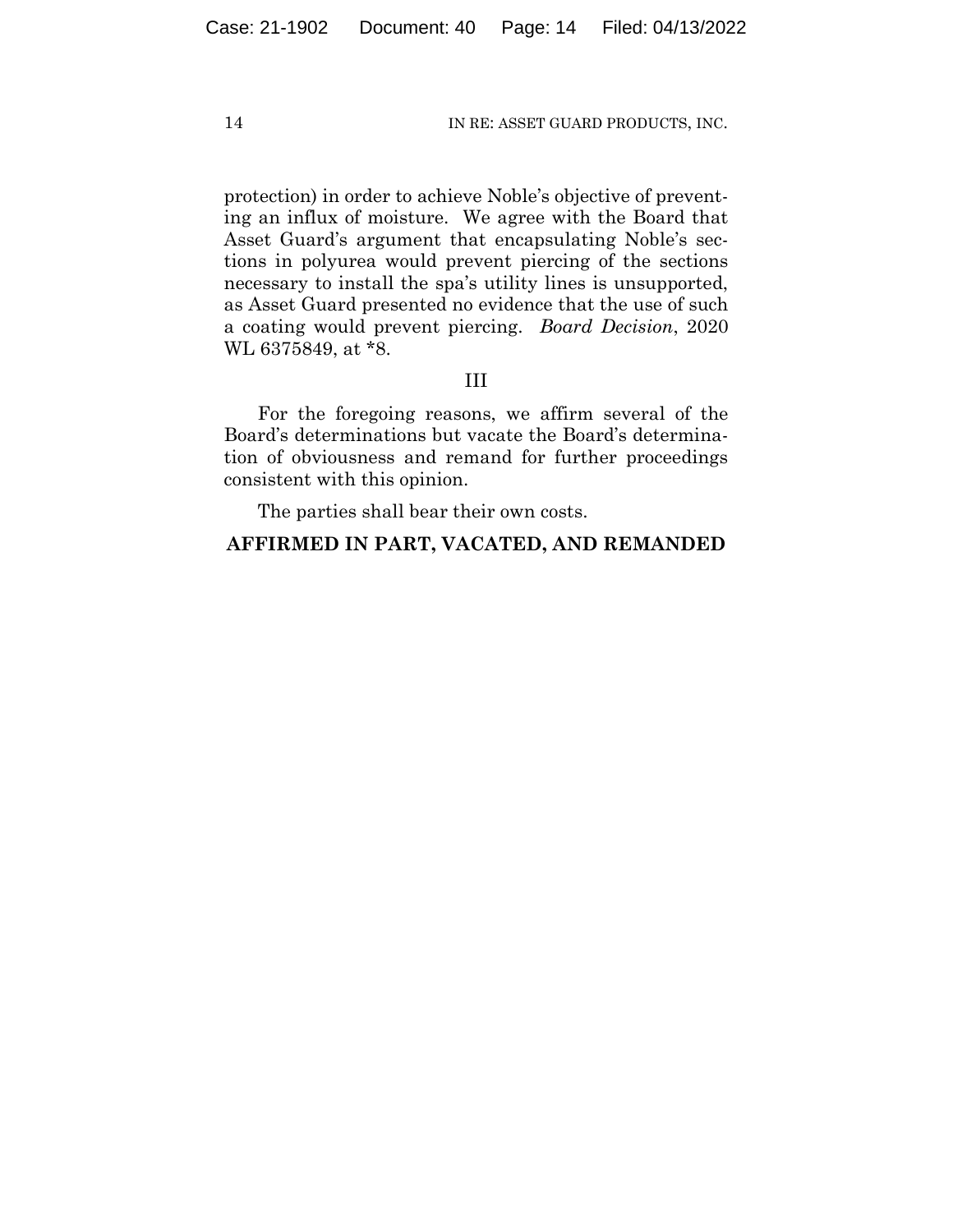protection) in order to achieve Noble's objective of preventing an influx of moisture. We agree with the Board that Asset Guard's argument that encapsulating Noble's sections in polyurea would prevent piercing of the sections necessary to install the spa's utility lines is unsupported, as Asset Guard presented no evidence that the use of such a coating would prevent piercing. *Board Decision*, 2020 WL 6375849, at *8.

## III

For the foregoing reasons, we affirm several of the Board's determinations but vacate the Board's determination of obviousness and remand for further proceedings consistent with this opinion.

The parties shall bear their own costs.

**AFFIRMED IN PART, VACATED, AND REMANDED**